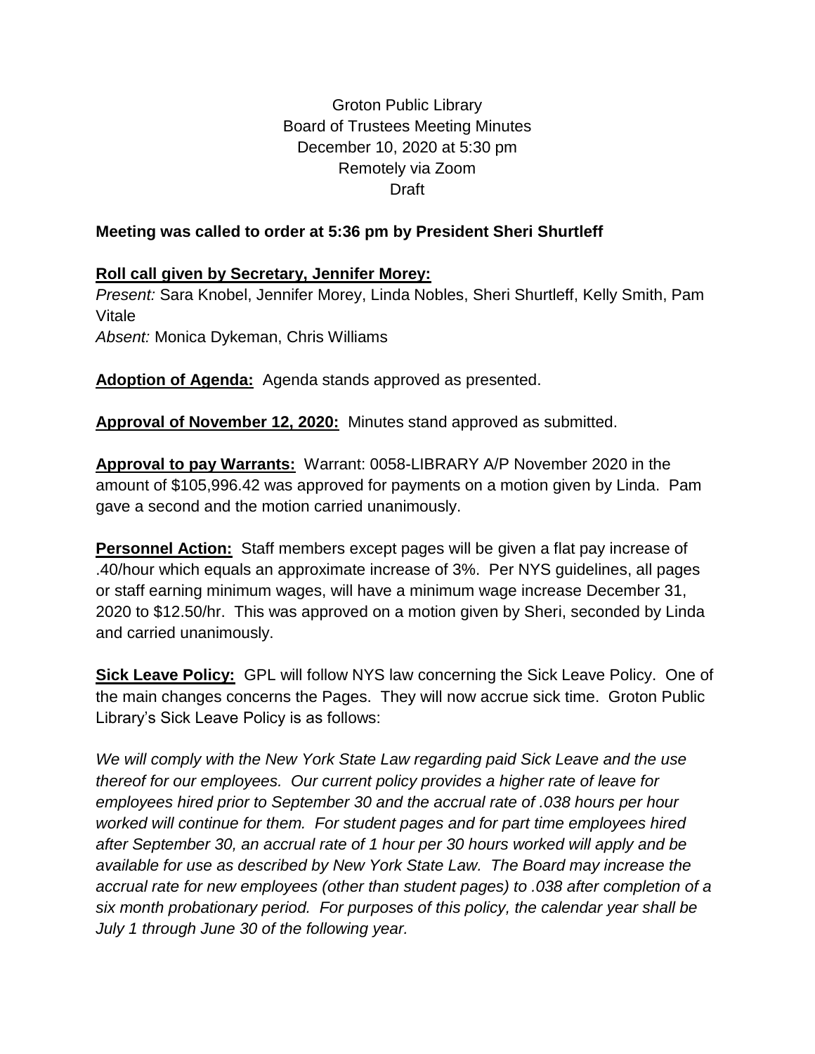Groton Public Library
Board of Trustees Meeting Minutes
December 10, 2020 at 5:30 pm
Remotely via Zoom
Draft

**Meeting was called to order at 5:36 pm by President Sheri Shurtleff**

**Roll call given by Secretary, Jennifer Morey:**

*Present:* Sara Knobel, Jennifer Morey, Linda Nobles, Sheri Shurtleff, Kelly Smith, Pam Vitale

*Absent:* Monica Dykeman, Chris Williams

**Adoption of Agenda:** Agenda stands approved as presented.

**Approval of November 12, 2020:** Minutes stand approved as submitted.

**Approval to pay Warrants:** Warrant: 0058-LIBRARY A/P November 2020 in the amount of $105,996.42 was approved for payments on a motion given by Linda. Pam gave a second and the motion carried unanimously.

**Personnel Action:** Staff members except pages will be given a flat pay increase of .40/hour which equals an approximate increase of 3%. Per NYS guidelines, all pages or staff earning minimum wages, will have a minimum wage increase December 31, 2020 to $12.50/hr. This was approved on a motion given by Sheri, seconded by Linda and carried unanimously.

**Sick Leave Policy:** GPL will follow NYS law concerning the Sick Leave Policy. One of the main changes concerns the Pages. They will now accrue sick time. Groton Public Library's Sick Leave Policy is as follows:

*We will comply with the New York State Law regarding paid Sick Leave and the use thereof for our employees. Our current policy provides a higher rate of leave for employees hired prior to September 30 and the accrual rate of .038 hours per hour worked will continue for them. For student pages and for part time employees hired after September 30, an accrual rate of 1 hour per 30 hours worked will apply and be available for use as described by New York State Law. The Board may increase the accrual rate for new employees (other than student pages) to .038 after completion of a six month probationary period. For purposes of this policy, the calendar year shall be July 1 through June 30 of the following year.*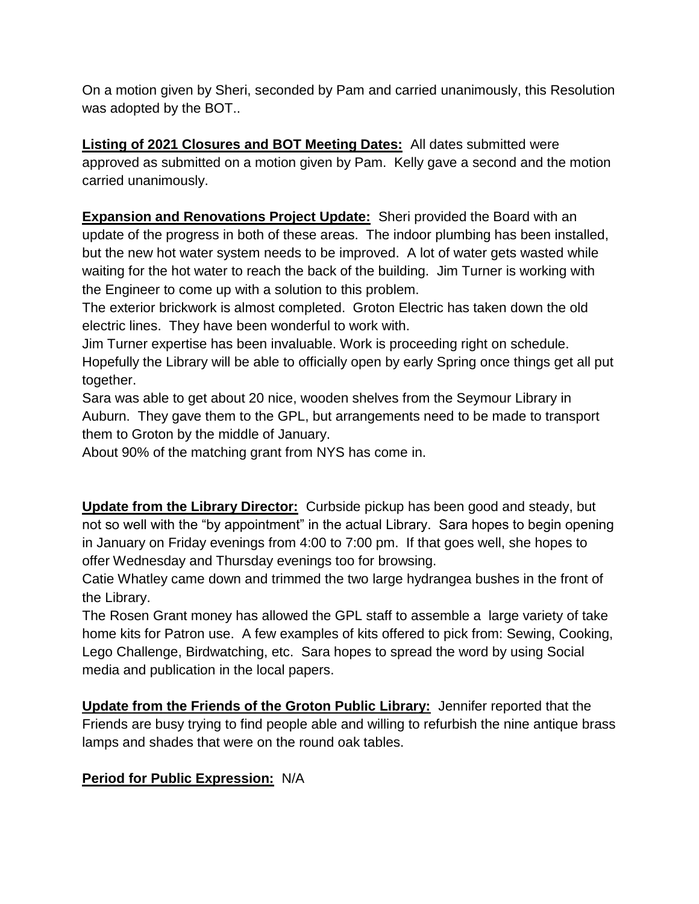On a motion given by Sheri, seconded by Pam and carried unanimously, this Resolution was adopted by the BOT..

**Listing of 2021 Closures and BOT Meeting Dates:** All dates submitted were approved as submitted on a motion given by Pam. Kelly gave a second and the motion carried unanimously.

**Expansion and Renovations Project Update:** Sheri provided the Board with an update of the progress in both of these areas. The indoor plumbing has been installed, but the new hot water system needs to be improved. A lot of water gets wasted while waiting for the hot water to reach the back of the building. Jim Turner is working with the Engineer to come up with a solution to this problem.
The exterior brickwork is almost completed. Groton Electric has taken down the old electric lines. They have been wonderful to work with.
Jim Turner expertise has been invaluable. Work is proceeding right on schedule. Hopefully the Library will be able to officially open by early Spring once things get all put together.
Sara was able to get about 20 nice, wooden shelves from the Seymour Library in Auburn. They gave them to the GPL, but arrangements need to be made to transport them to Groton by the middle of January.
About 90% of the matching grant from NYS has come in.

**Update from the Library Director:** Curbside pickup has been good and steady, but not so well with the "by appointment" in the actual Library. Sara hopes to begin opening in January on Friday evenings from 4:00 to 7:00 pm. If that goes well, she hopes to offer Wednesday and Thursday evenings too for browsing.
Catie Whatley came down and trimmed the two large hydrangea bushes in the front of the Library.
The Rosen Grant money has allowed the GPL staff to assemble a large variety of take home kits for Patron use. A few examples of kits offered to pick from: Sewing, Cooking, Lego Challenge, Birdwatching, etc. Sara hopes to spread the word by using Social media and publication in the local papers.

**Update from the Friends of the Groton Public Library:** Jennifer reported that the Friends are busy trying to find people able and willing to refurbish the nine antique brass lamps and shades that were on the round oak tables.

**Period for Public Expression:** N/A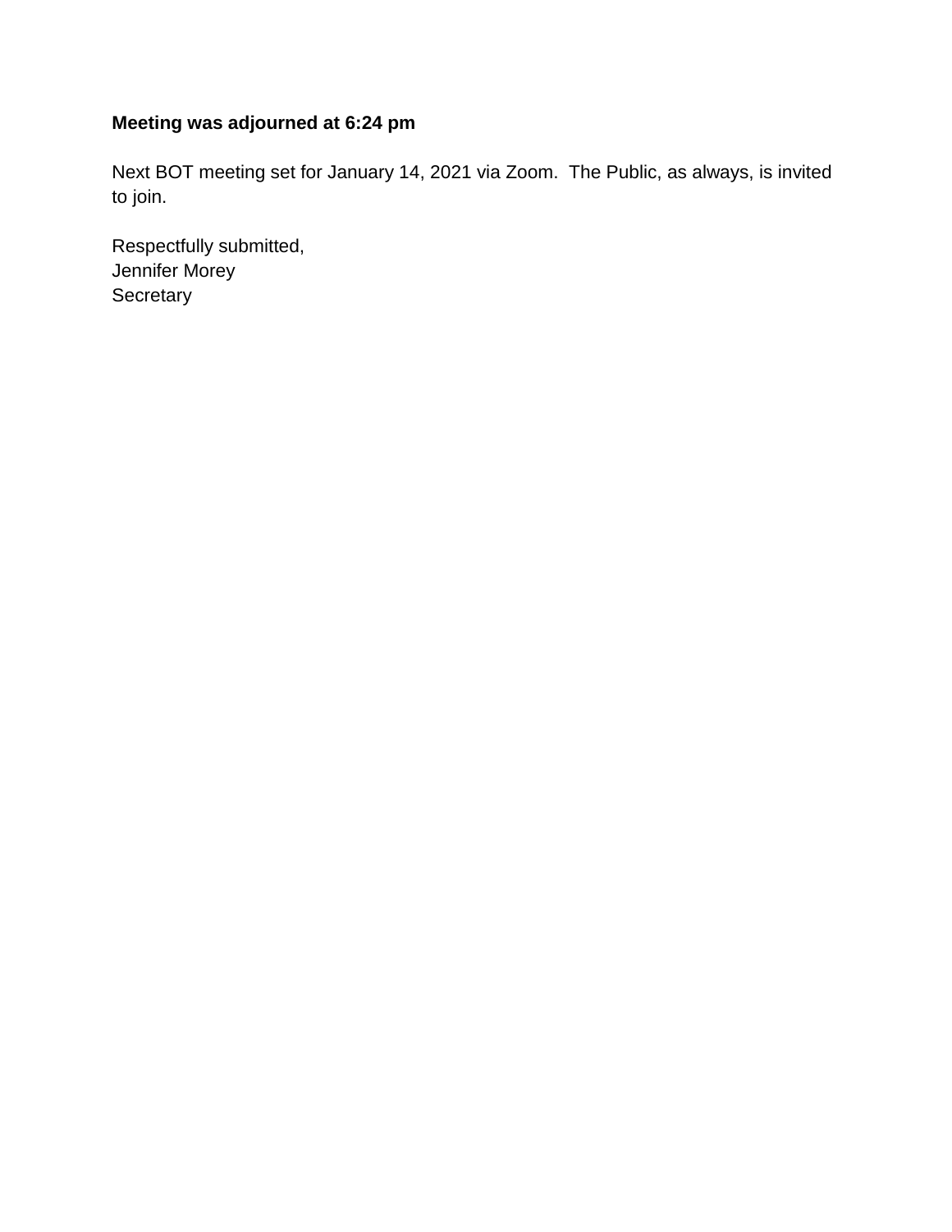**Meeting was adjourned at 6:24 pm**

Next BOT meeting set for January 14, 2021 via Zoom. The Public, as always, is invited to join.

Respectfully submitted,
Jennifer Morey
Secretary